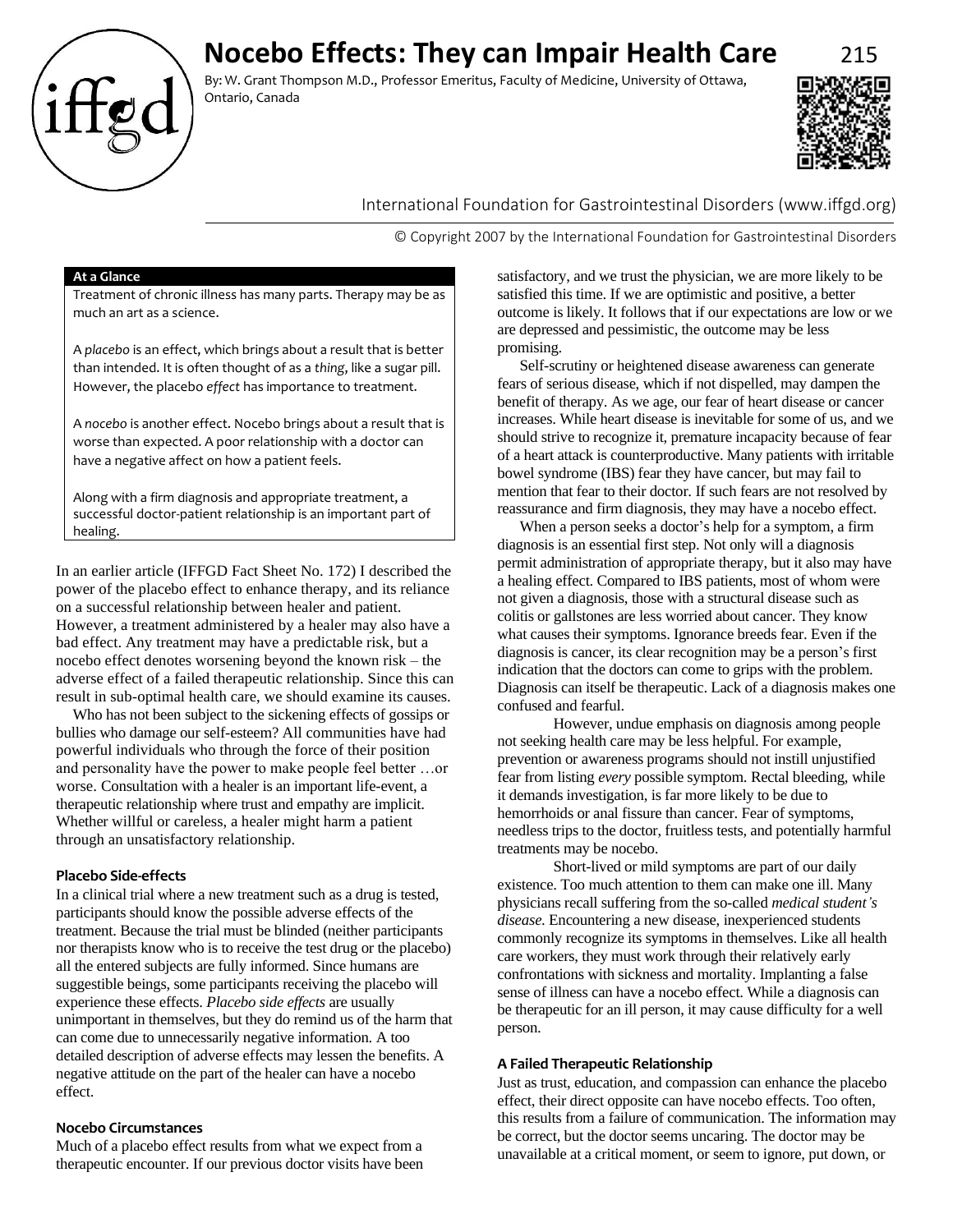# Nocebo Effects: They can Impair Health Care

By: W. Grant Thompson M.D., Professor Emeritus, Faculty of Medicine, University of Ottawa, Ontario, Canada

International Foundation for Gastrointestinal Disorders (www.iffgd.org)

© Copyright 2007 by the International Foundation for Gastrointestinal Disorders

**At a Glance**

Treatment of chronic illness has many parts. Therapy may be as much an art as a science.

A *placebo* is an effect, which brings about a result that is better than intended. It is often thought of as a *thing*, like a sugar pill. However, the placebo *effect* has importance to treatment.

A *nocebo* is another effect. Nocebo brings about a result that is worse than expected. A poor relationship with a doctor can have a negative affect on how a patient feels.

Along with a firm diagnosis and appropriate treatment, a successful doctor-patient relationship is an important part of healing.

In an earlier article (IFFGD Fact Sheet No. 172) I described the power of the placebo effect to enhance therapy, and its reliance on a successful relationship between healer and patient. However, a treatment administered by a healer may also have a bad effect. Any treatment may have a predictable risk, but a nocebo effect denotes worsening beyond the known risk – the adverse effect of a failed therapeutic relationship. Since this can result in sub-optimal health care, we should examine its causes.

Who has not been subject to the sickening effects of gossips or bullies who damage our self-esteem? All communities have had powerful individuals who through the force of their position and personality have the power to make people feel better …or worse. Consultation with a healer is an important life-event, a therapeutic relationship where trust and empathy are implicit. Whether willful or careless, a healer might harm a patient through an unsatisfactory relationship.

## Placebo Side-effects

In a clinical trial where a new treatment such as a drug is tested, participants should know the possible adverse effects of the treatment. Because the trial must be blinded (neither participants nor therapists know who is to receive the test drug or the placebo) all the entered subjects are fully informed. Since humans are suggestible beings, some participants receiving the placebo will experience these effects. *Placebo side effects* are usually unimportant in themselves, but they do remind us of the harm that can come due to unnecessarily negative information. A too detailed description of adverse effects may lessen the benefits. A negative attitude on the part of the healer can have a nocebo effect.

## Nocebo Circumstances

Much of a placebo effect results from what we expect from a therapeutic encounter. If our previous doctor visits have been satisfactory, and we trust the physician, we are more likely to be satisfied this time. If we are optimistic and positive, a better outcome is likely. It follows that if our expectations are low or we are depressed and pessimistic, the outcome may be less promising.

Self-scrutiny or heightened disease awareness can generate fears of serious disease, which if not dispelled, may dampen the benefit of therapy. As we age, our fear of heart disease or cancer increases. While heart disease is inevitable for some of us, and we should strive to recognize it, premature incapacity because of fear of a heart attack is counterproductive. Many patients with irritable bowel syndrome (IBS) fear they have cancer, but may fail to mention that fear to their doctor. If such fears are not resolved by reassurance and firm diagnosis, they may have a nocebo effect.

When a person seeks a doctor's help for a symptom, a firm diagnosis is an essential first step. Not only will a diagnosis permit administration of appropriate therapy, but it also may have a healing effect. Compared to IBS patients, most of whom were not given a diagnosis, those with a structural disease such as colitis or gallstones are less worried about cancer. They know what causes their symptoms. Ignorance breeds fear. Even if the diagnosis is cancer, its clear recognition may be a person's first indication that the doctors can come to grips with the problem. Diagnosis can itself be therapeutic. Lack of a diagnosis makes one confused and fearful.

However, undue emphasis on diagnosis among people not seeking health care may be less helpful. For example, prevention or awareness programs should not instill unjustified fear from listing *every* possible symptom. Rectal bleeding, while it demands investigation, is far more likely to be due to hemorrhoids or anal fissure than cancer. Fear of symptoms, needless trips to the doctor, fruitless tests, and potentially harmful treatments may be nocebo.

Short-lived or mild symptoms are part of our daily existence. Too much attention to them can make one ill. Many physicians recall suffering from the so-called *medical student's disease*. Encountering a new disease, inexperienced students commonly recognize its symptoms in themselves. Like all health care workers, they must work through their relatively early confrontations with sickness and mortality. Implanting a false sense of illness can have a nocebo effect. While a diagnosis can be therapeutic for an ill person, it may cause difficulty for a well person.

## A Failed Therapeutic Relationship

Just as trust, education, and compassion can enhance the placebo effect, their direct opposite can have nocebo effects. Too often, this results from a failure of communication. The information may be correct, but the doctor seems uncaring. The doctor may be unavailable at a critical moment, or seem to ignore, put down, or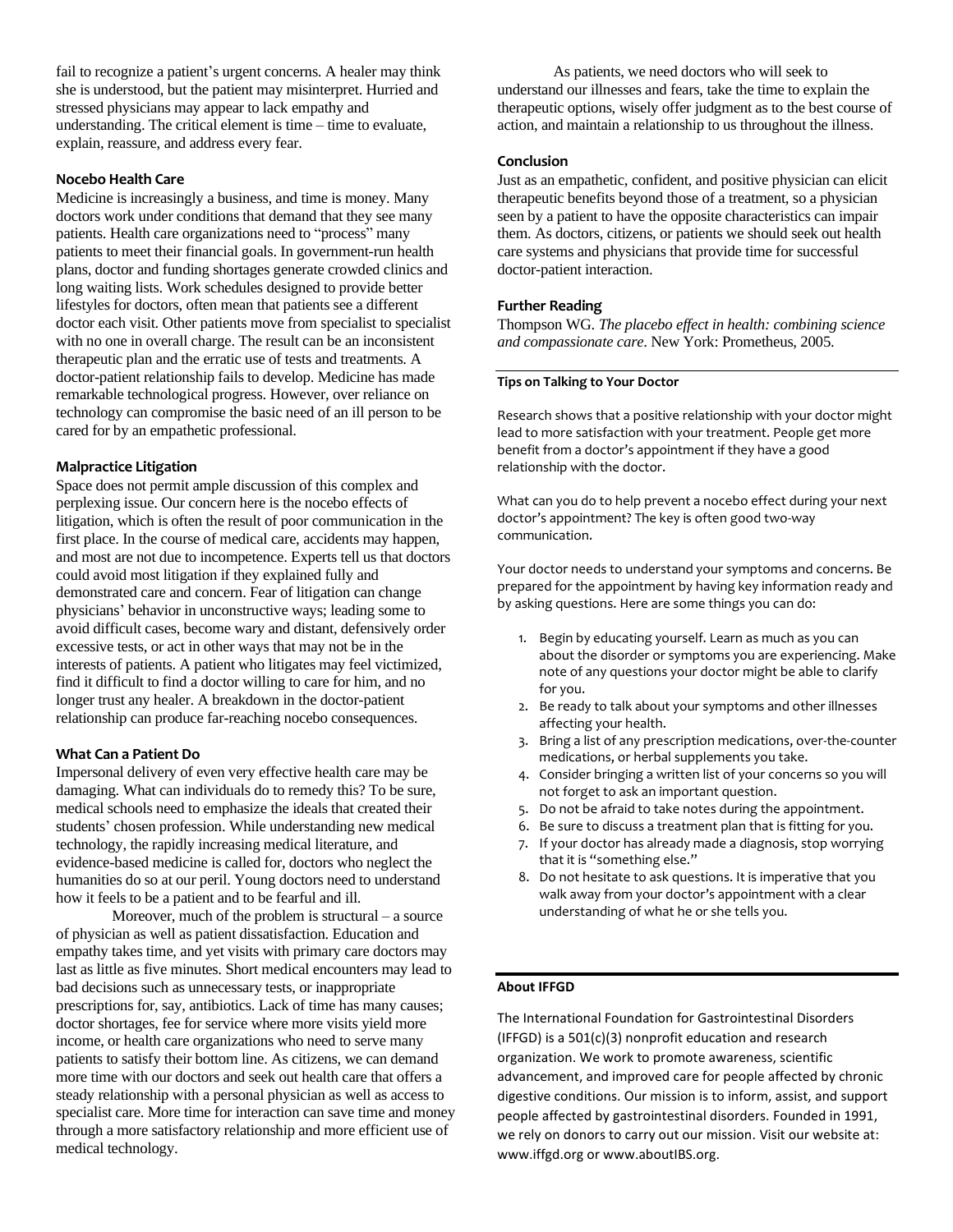fail to recognize a patient's urgent concerns. A healer may think she is understood, but the patient may misinterpret. Hurried and stressed physicians may appear to lack empathy and understanding. The critical element is time – time to evaluate, explain, reassure, and address every fear.

### Nocebo Health Care

Medicine is increasingly a business, and time is money. Many doctors work under conditions that demand that they see many patients. Health care organizations need to "process" many patients to meet their financial goals. In government-run health plans, doctor and funding shortages generate crowded clinics and long waiting lists. Work schedules designed to provide better lifestyles for doctors, often mean that patients see a different doctor each visit. Other patients move from specialist to specialist with no one in overall charge. The result can be an inconsistent therapeutic plan and the erratic use of tests and treatments. A doctor-patient relationship fails to develop. Medicine has made remarkable technological progress. However, over reliance on technology can compromise the basic need of an ill person to be cared for by an empathetic professional.

### Malpractice Litigation

Space does not permit ample discussion of this complex and perplexing issue. Our concern here is the nocebo effects of litigation, which is often the result of poor communication in the first place. In the course of medical care, accidents may happen, and most are not due to incompetence. Experts tell us that doctors could avoid most litigation if they explained fully and demonstrated care and concern. Fear of litigation can change physicians' behavior in unconstructive ways; leading some to avoid difficult cases, become wary and distant, defensively order excessive tests, or act in other ways that may not be in the interests of patients. A patient who litigates may feel victimized, find it difficult to find a doctor willing to care for him, and no longer trust any healer. A breakdown in the doctor-patient relationship can produce far-reaching nocebo consequences.

### What Can a Patient Do

Impersonal delivery of even very effective health care may be damaging. What can individuals do to remedy this? To be sure, medical schools need to emphasize the ideals that created their students' chosen profession. While understanding new medical technology, the rapidly increasing medical literature, and evidence-based medicine is called for, doctors who neglect the humanities do so at our peril. Young doctors need to understand how it feels to be a patient and to be fearful and ill.

Moreover, much of the problem is structural – a source of physician as well as patient dissatisfaction. Education and empathy takes time, and yet visits with primary care doctors may last as little as five minutes. Short medical encounters may lead to bad decisions such as unnecessary tests, or inappropriate prescriptions for, say, antibiotics. Lack of time has many causes; doctor shortages, fee for service where more visits yield more income, or health care organizations who need to serve many patients to satisfy their bottom line. As citizens, we can demand more time with our doctors and seek out health care that offers a steady relationship with a personal physician as well as access to specialist care. More time for interaction can save time and money through a more satisfactory relationship and more efficient use of medical technology.

As patients, we need doctors who will seek to understand our illnesses and fears, take the time to explain the therapeutic options, wisely offer judgment as to the best course of action, and maintain a relationship to us throughout the illness.

### Conclusion

Just as an empathetic, confident, and positive physician can elicit therapeutic benefits beyond those of a treatment, so a physician seen by a patient to have the opposite characteristics can impair them. As doctors, citizens, or patients we should seek out health care systems and physicians that provide time for successful doctor-patient interaction.

### Further Reading

Thompson WG. *The placebo effect in health: combining science and compassionate care*. New York: Prometheus, 2005.

---

#### Tips on Talking to Your Doctor

Research shows that a positive relationship with your doctor might lead to more satisfaction with your treatment. People get more benefit from a doctor's appointment if they have a good relationship with the doctor.

What can you do to help prevent a nocebo effect during your next doctor's appointment? The key is often good two-way communication.

Your doctor needs to understand your symptoms and concerns. Be prepared for the appointment by having key information ready and by asking questions. Here are some things you can do:

1. Begin by educating yourself. Learn as much as you can about the disorder or symptoms you are experiencing. Make note of any questions your doctor might be able to clarify for you.
2. Be ready to talk about your symptoms and other illnesses affecting your health.
3. Bring a list of any prescription medications, over-the-counter medications, or herbal supplements you take.
4. Consider bringing a written list of your concerns so you will not forget to ask an important question.
5. Do not be afraid to take notes during the appointment.
6. Be sure to discuss a treatment plan that is fitting for you.
7. If your doctor has already made a diagnosis, stop worrying that it is "something else."
8. Do not hesitate to ask questions. It is imperative that you walk away from your doctor's appointment with a clear understanding of what he or she tells you.

---

#### About IFFGD

The International Foundation for Gastrointestinal Disorders (IFFGD) is a 501(c)(3) nonprofit education and research organization. We work to promote awareness, scientific advancement, and improved care for people affected by chronic digestive conditions. Our mission is to inform, assist, and support people affected by gastrointestinal disorders. Founded in 1991, we rely on donors to carry out our mission. Visit our website at: www.iffgd.org or www.aboutIBS.org.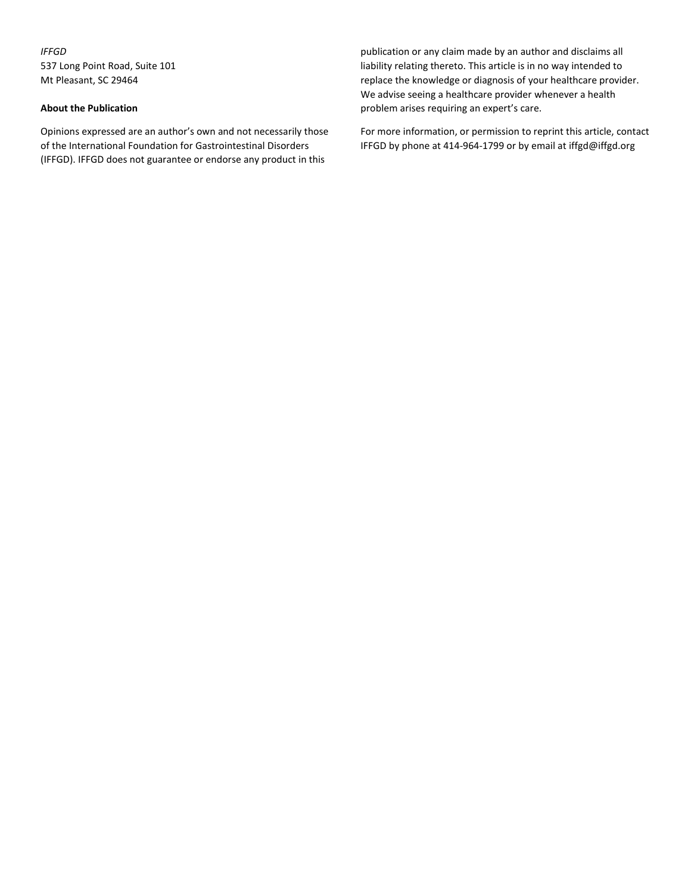*IFFGD*
537 Long Point Road, Suite 101
Mt Pleasant, SC 29464

**About the Publication**

Opinions expressed are an author's own and not necessarily those of the International Foundation for Gastrointestinal Disorders (IFFGD). IFFGD does not guarantee or endorse any product in this publication or any claim made by an author and disclaims all liability relating thereto. This article is in no way intended to replace the knowledge or diagnosis of your healthcare provider. We advise seeing a healthcare provider whenever a health problem arises requiring an expert's care.

For more information, or permission to reprint this article, contact IFFGD by phone at 414-964-1799 or by email at iffgd@iffgd.org